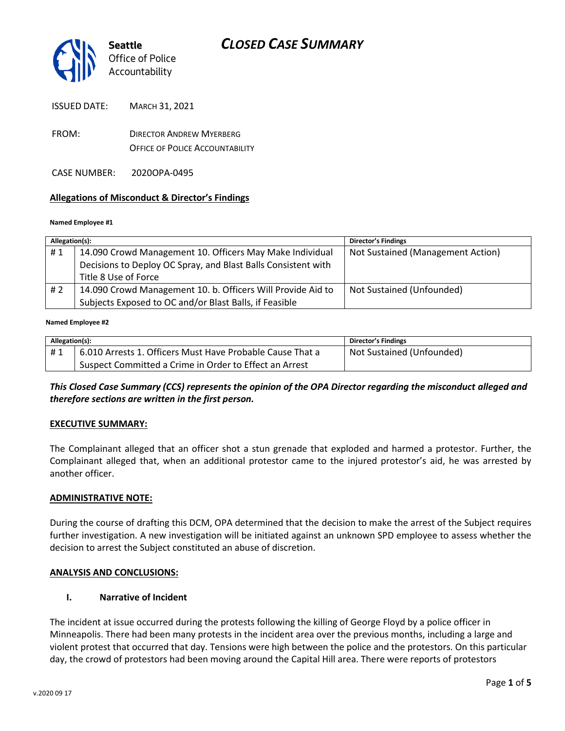# CLOSED CASE SUMMARY

**Seattle**
Office of Police Accountability

ISSUED DATE: MARCH 31, 2021

FROM: DIRECTOR ANDREW MYERBERG
OFFICE OF POLICE ACCOUNTABILITY

CASE NUMBER: 2020OPA-0495

**Allegations of Misconduct & Director's Findings**

**Named Employee #1**

| Allegation(s): | | Director's Findings |
|---|---|---|
| # 1 | 14.090 Crowd Management 10. Officers May Make Individual Decisions to Deploy OC Spray, and Blast Balls Consistent with Title 8 Use of Force | Not Sustained (Management Action) |
| # 2 | 14.090 Crowd Management 10. b. Officers Will Provide Aid to Subjects Exposed to OC and/or Blast Balls, if Feasible | Not Sustained (Unfounded) |

**Named Employee #2**

| Allegation(s): | | Director's Findings |
|---|---|---|
| # 1 | 6.010 Arrests 1. Officers Must Have Probable Cause That a Suspect Committed a Crime in Order to Effect an Arrest | Not Sustained (Unfounded) |

***This Closed Case Summary (CCS) represents the opinion of the OPA Director regarding the misconduct alleged and therefore sections are written in the first person.***

**EXECUTIVE SUMMARY:**

The Complainant alleged that an officer shot a stun grenade that exploded and harmed a protestor. Further, the Complainant alleged that, when an additional protestor came to the injured protestor's aid, he was arrested by another officer.

**ADMINISTRATIVE NOTE:**

During the course of drafting this DCM, OPA determined that the decision to make the arrest of the Subject requires further investigation. A new investigation will be initiated against an unknown SPD employee to assess whether the decision to arrest the Subject constituted an abuse of discretion.

**ANALYSIS AND CONCLUSIONS:**

**I. Narrative of Incident**

The incident at issue occurred during the protests following the killing of George Floyd by a police officer in Minneapolis. There had been many protests in the incident area over the previous months, including a large and violent protest that occurred that day. Tensions were high between the police and the protestors. On this particular day, the crowd of protestors had been moving around the Capital Hill area. There were reports of protestors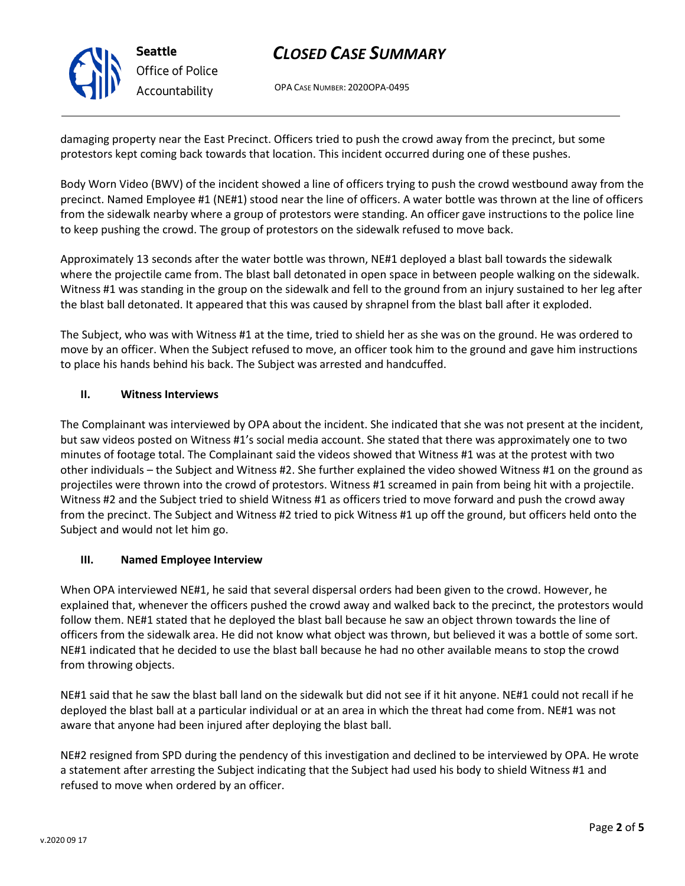damaging property near the East Precinct. Officers tried to push the crowd away from the precinct, but some protestors kept coming back towards that location. This incident occurred during one of these pushes.

Body Worn Video (BWV) of the incident showed a line of officers trying to push the crowd westbound away from the precinct. Named Employee #1 (NE#1) stood near the line of officers. A water bottle was thrown at the line of officers from the sidewalk nearby where a group of protestors were standing. An officer gave instructions to the police line to keep pushing the crowd. The group of protestors on the sidewalk refused to move back.

Approximately 13 seconds after the water bottle was thrown, NE#1 deployed a blast ball towards the sidewalk where the projectile came from. The blast ball detonated in open space in between people walking on the sidewalk. Witness #1 was standing in the group on the sidewalk and fell to the ground from an injury sustained to her leg after the blast ball detonated. It appeared that this was caused by shrapnel from the blast ball after it exploded.

The Subject, who was with Witness #1 at the time, tried to shield her as she was on the ground. He was ordered to move by an officer. When the Subject refused to move, an officer took him to the ground and gave him instructions to place his hands behind his back. The Subject was arrested and handcuffed.

## II. Witness Interviews

The Complainant was interviewed by OPA about the incident. She indicated that she was not present at the incident, but saw videos posted on Witness #1's social media account. She stated that there was approximately one to two minutes of footage total. The Complainant said the videos showed that Witness #1 was at the protest with two other individuals – the Subject and Witness #2. She further explained the video showed Witness #1 on the ground as projectiles were thrown into the crowd of protestors. Witness #1 screamed in pain from being hit with a projectile. Witness #2 and the Subject tried to shield Witness #1 as officers tried to move forward and push the crowd away from the precinct. The Subject and Witness #2 tried to pick Witness #1 up off the ground, but officers held onto the Subject and would not let him go.

## III. Named Employee Interview

When OPA interviewed NE#1, he said that several dispersal orders had been given to the crowd. However, he explained that, whenever the officers pushed the crowd away and walked back to the precinct, the protestors would follow them. NE#1 stated that he deployed the blast ball because he saw an object thrown towards the line of officers from the sidewalk area. He did not know what object was thrown, but believed it was a bottle of some sort. NE#1 indicated that he decided to use the blast ball because he had no other available means to stop the crowd from throwing objects.

NE#1 said that he saw the blast ball land on the sidewalk but did not see if it hit anyone. NE#1 could not recall if he deployed the blast ball at a particular individual or at an area in which the threat had come from. NE#1 was not aware that anyone had been injured after deploying the blast ball.

NE#2 resigned from SPD during the pendency of this investigation and declined to be interviewed by OPA. He wrote a statement after arresting the Subject indicating that the Subject had used his body to shield Witness #1 and refused to move when ordered by an officer.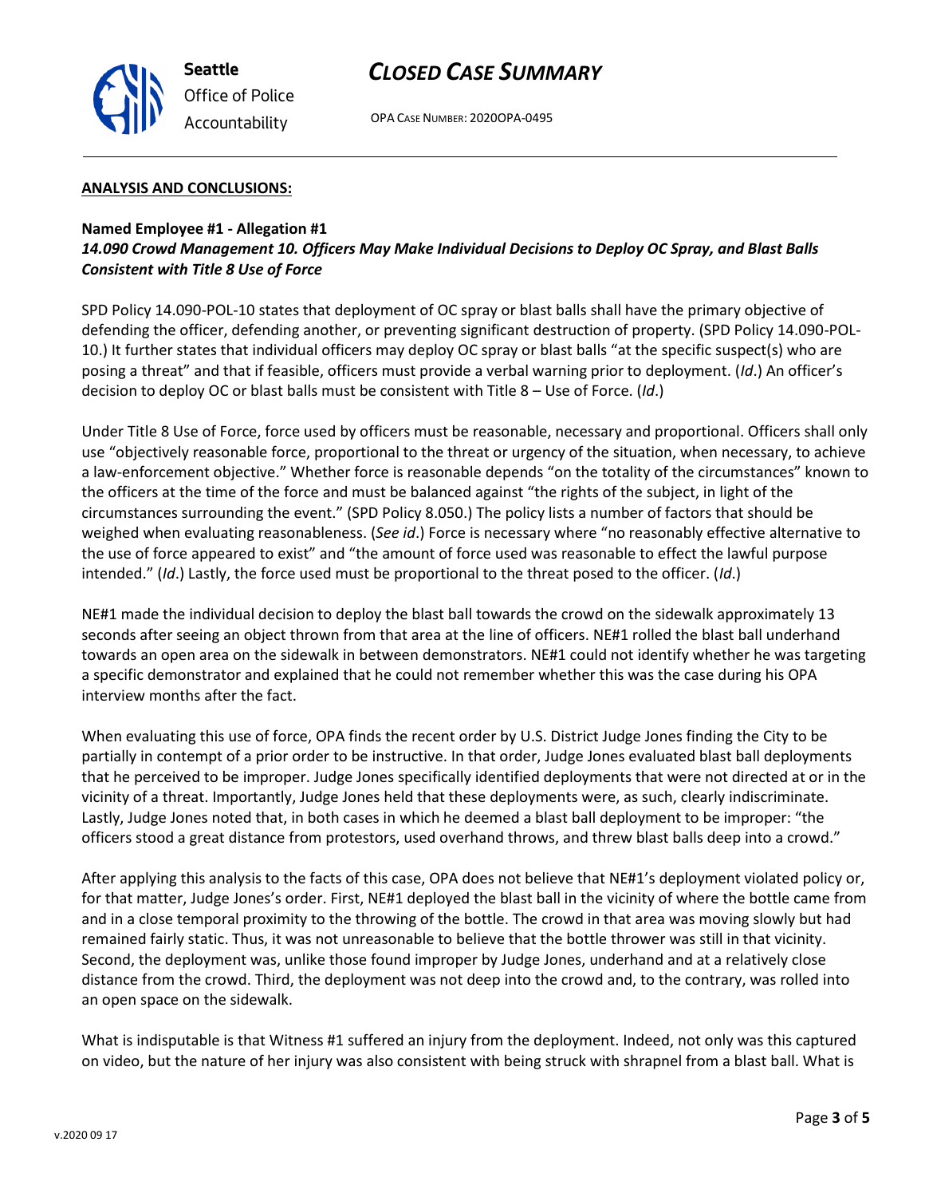**ANALYSIS AND CONCLUSIONS:**

**Named Employee #1 - Allegation #1**
***14.090 Crowd Management 10. Officers May Make Individual Decisions to Deploy OC Spray, and Blast Balls Consistent with Title 8 Use of Force***

SPD Policy 14.090-POL-10 states that deployment of OC spray or blast balls shall have the primary objective of defending the officer, defending another, or preventing significant destruction of property. (SPD Policy 14.090-POL-10.) It further states that individual officers may deploy OC spray or blast balls "at the specific suspect(s) who are posing a threat" and that if feasible, officers must provide a verbal warning prior to deployment. (*Id*.) An officer's decision to deploy OC or blast balls must be consistent with Title 8 – Use of Force. (*Id*.)

Under Title 8 Use of Force, force used by officers must be reasonable, necessary and proportional. Officers shall only use "objectively reasonable force, proportional to the threat or urgency of the situation, when necessary, to achieve a law-enforcement objective." Whether force is reasonable depends "on the totality of the circumstances" known to the officers at the time of the force and must be balanced against "the rights of the subject, in light of the circumstances surrounding the event." (SPD Policy 8.050.) The policy lists a number of factors that should be weighed when evaluating reasonableness. (*See id*.) Force is necessary where "no reasonably effective alternative to the use of force appeared to exist" and "the amount of force used was reasonable to effect the lawful purpose intended." (*Id*.) Lastly, the force used must be proportional to the threat posed to the officer. (*Id*.)

NE#1 made the individual decision to deploy the blast ball towards the crowd on the sidewalk approximately 13 seconds after seeing an object thrown from that area at the line of officers. NE#1 rolled the blast ball underhand towards an open area on the sidewalk in between demonstrators. NE#1 could not identify whether he was targeting a specific demonstrator and explained that he could not remember whether this was the case during his OPA interview months after the fact.

When evaluating this use of force, OPA finds the recent order by U.S. District Judge Jones finding the City to be partially in contempt of a prior order to be instructive. In that order, Judge Jones evaluated blast ball deployments that he perceived to be improper. Judge Jones specifically identified deployments that were not directed at or in the vicinity of a threat. Importantly, Judge Jones held that these deployments were, as such, clearly indiscriminate. Lastly, Judge Jones noted that, in both cases in which he deemed a blast ball deployment to be improper: "the officers stood a great distance from protestors, used overhand throws, and threw blast balls deep into a crowd."

After applying this analysis to the facts of this case, OPA does not believe that NE#1's deployment violated policy or, for that matter, Judge Jones's order. First, NE#1 deployed the blast ball in the vicinity of where the bottle came from and in a close temporal proximity to the throwing of the bottle. The crowd in that area was moving slowly but had remained fairly static. Thus, it was not unreasonable to believe that the bottle thrower was still in that vicinity. Second, the deployment was, unlike those found improper by Judge Jones, underhand and at a relatively close distance from the crowd. Third, the deployment was not deep into the crowd and, to the contrary, was rolled into an open space on the sidewalk.

What is indisputable is that Witness #1 suffered an injury from the deployment. Indeed, not only was this captured on video, but the nature of her injury was also consistent with being struck with shrapnel from a blast ball. What is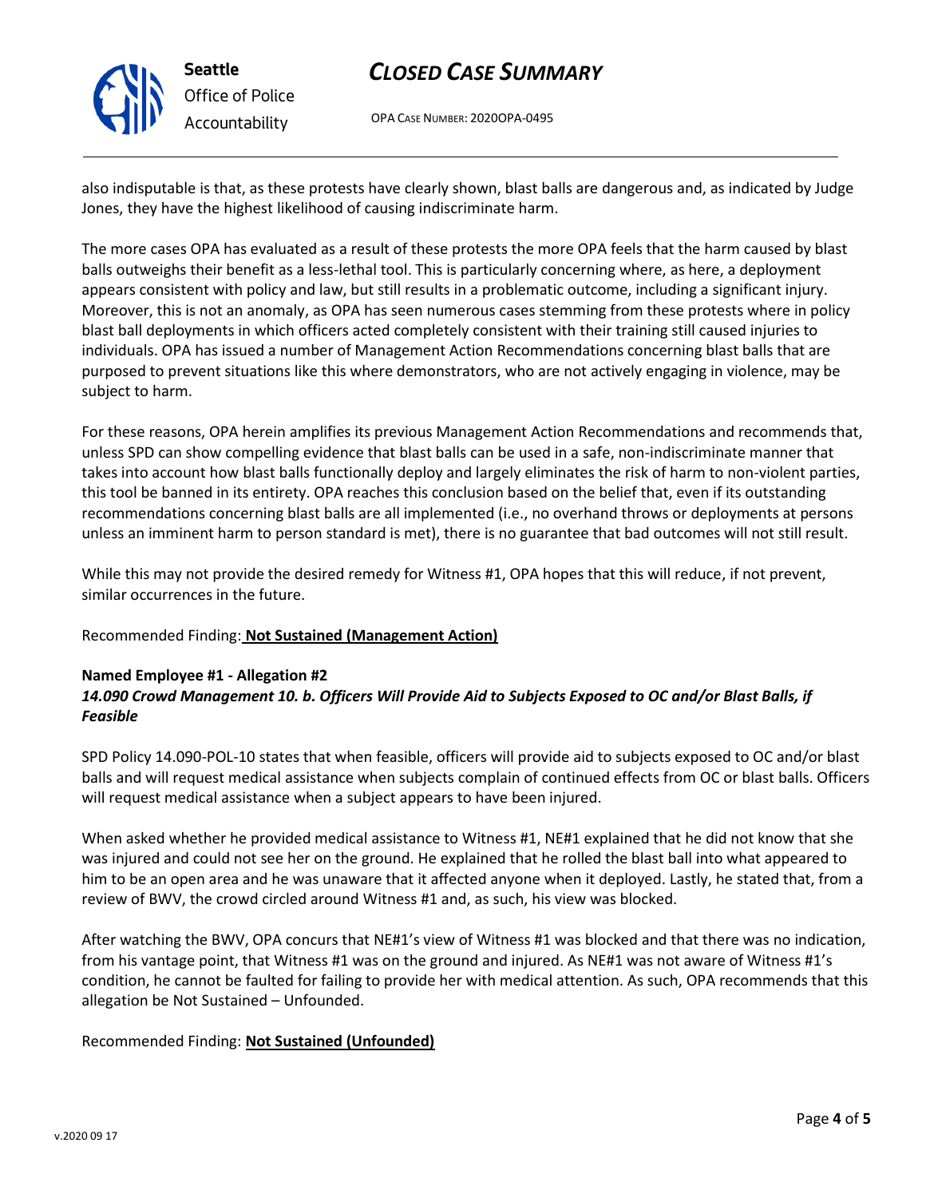also indisputable is that, as these protests have clearly shown, blast balls are dangerous and, as indicated by Judge Jones, they have the highest likelihood of causing indiscriminate harm.

The more cases OPA has evaluated as a result of these protests the more OPA feels that the harm caused by blast balls outweighs their benefit as a less-lethal tool. This is particularly concerning where, as here, a deployment appears consistent with policy and law, but still results in a problematic outcome, including a significant injury. Moreover, this is not an anomaly, as OPA has seen numerous cases stemming from these protests where in policy blast ball deployments in which officers acted completely consistent with their training still caused injuries to individuals. OPA has issued a number of Management Action Recommendations concerning blast balls that are purposed to prevent situations like this where demonstrators, who are not actively engaging in violence, may be subject to harm.

For these reasons, OPA herein amplifies its previous Management Action Recommendations and recommends that, unless SPD can show compelling evidence that blast balls can be used in a safe, non-indiscriminate manner that takes into account how blast balls functionally deploy and largely eliminates the risk of harm to non-violent parties, this tool be banned in its entirety. OPA reaches this conclusion based on the belief that, even if its outstanding recommendations concerning blast balls are all implemented (i.e., no overhand throws or deployments at persons unless an imminent harm to person standard is met), there is no guarantee that bad outcomes will not still result.

While this may not provide the desired remedy for Witness #1, OPA hopes that this will reduce, if not prevent, similar occurrences in the future.

Recommended Finding: **Not Sustained (Management Action)**

**Named Employee #1 - Allegation #2**
***14.090 Crowd Management 10. b. Officers Will Provide Aid to Subjects Exposed to OC and/or Blast Balls, if Feasible***

SPD Policy 14.090-POL-10 states that when feasible, officers will provide aid to subjects exposed to OC and/or blast balls and will request medical assistance when subjects complain of continued effects from OC or blast balls. Officers will request medical assistance when a subject appears to have been injured.

When asked whether he provided medical assistance to Witness #1, NE#1 explained that he did not know that she was injured and could not see her on the ground. He explained that he rolled the blast ball into what appeared to him to be an open area and he was unaware that it affected anyone when it deployed. Lastly, he stated that, from a review of BWV, the crowd circled around Witness #1 and, as such, his view was blocked.

After watching the BWV, OPA concurs that NE#1's view of Witness #1 was blocked and that there was no indication, from his vantage point, that Witness #1 was on the ground and injured. As NE#1 was not aware of Witness #1's condition, he cannot be faulted for failing to provide her with medical attention. As such, OPA recommends that this allegation be Not Sustained – Unfounded.

Recommended Finding: **Not Sustained (Unfounded)**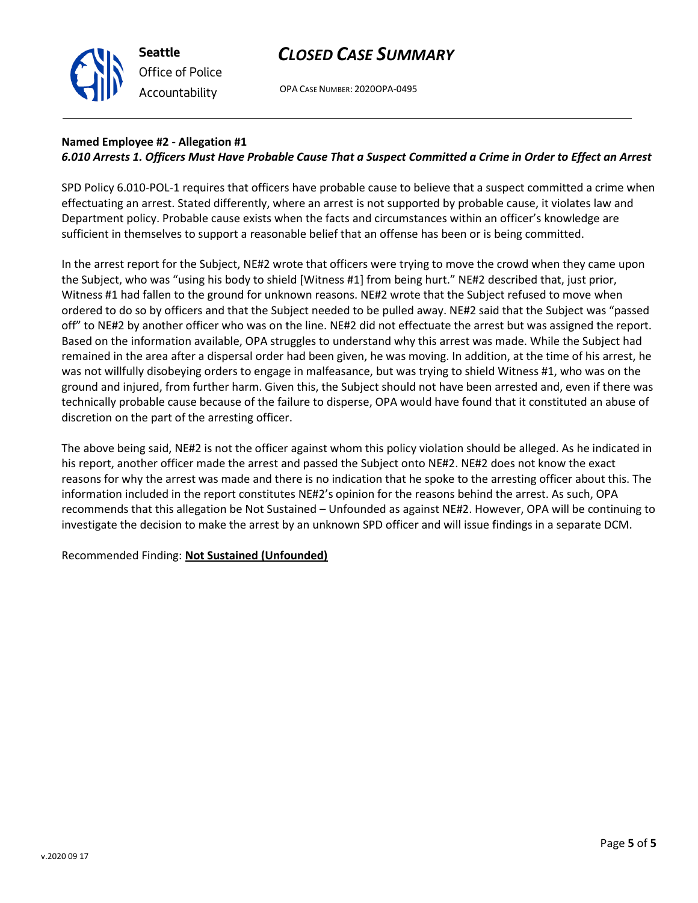**Named Employee #2 - Allegation #1**
***6.010 Arrests 1. Officers Must Have Probable Cause That a Suspect Committed a Crime in Order to Effect an Arrest***

SPD Policy 6.010-POL-1 requires that officers have probable cause to believe that a suspect committed a crime when effectuating an arrest. Stated differently, where an arrest is not supported by probable cause, it violates law and Department policy. Probable cause exists when the facts and circumstances within an officer's knowledge are sufficient in themselves to support a reasonable belief that an offense has been or is being committed.

In the arrest report for the Subject, NE#2 wrote that officers were trying to move the crowd when they came upon the Subject, who was "using his body to shield [Witness #1] from being hurt." NE#2 described that, just prior, Witness #1 had fallen to the ground for unknown reasons. NE#2 wrote that the Subject refused to move when ordered to do so by officers and that the Subject needed to be pulled away. NE#2 said that the Subject was "passed off" to NE#2 by another officer who was on the line. NE#2 did not effectuate the arrest but was assigned the report. Based on the information available, OPA struggles to understand why this arrest was made. While the Subject had remained in the area after a dispersal order had been given, he was moving. In addition, at the time of his arrest, he was not willfully disobeying orders to engage in malfeasance, but was trying to shield Witness #1, who was on the ground and injured, from further harm. Given this, the Subject should not have been arrested and, even if there was technically probable cause because of the failure to disperse, OPA would have found that it constituted an abuse of discretion on the part of the arresting officer.

The above being said, NE#2 is not the officer against whom this policy violation should be alleged. As he indicated in his report, another officer made the arrest and passed the Subject onto NE#2. NE#2 does not know the exact reasons for why the arrest was made and there is no indication that he spoke to the arresting officer about this. The information included in the report constitutes NE#2's opinion for the reasons behind the arrest. As such, OPA recommends that this allegation be Not Sustained – Unfounded as against NE#2. However, OPA will be continuing to investigate the decision to make the arrest by an unknown SPD officer and will issue findings in a separate DCM.

Recommended Finding: **Not Sustained (Unfounded)**